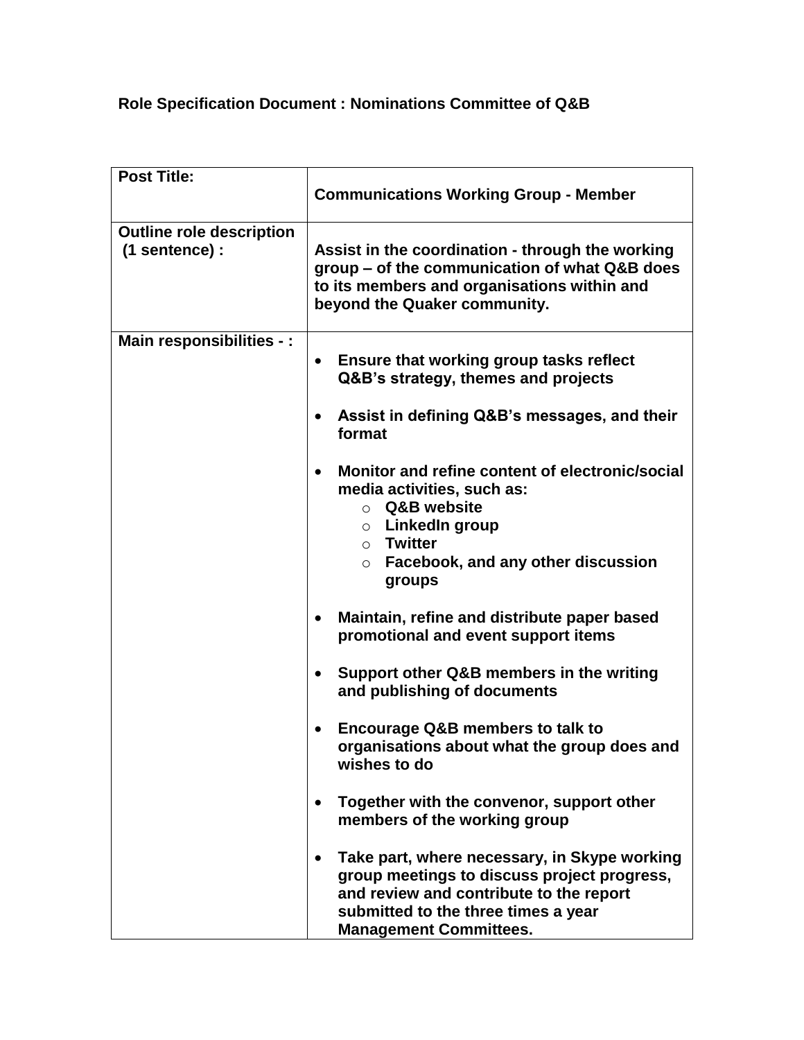**Role Specification Document : Nominations Committee of Q&B**

| **Post Title:** | **Communications Working Group - Member** |
| --- | --- |
| **Outline role description (1 sentence) :** | **Assist in the coordination - through the working group – of the communication of what Q&B does to its members and organisations within and beyond the Quaker community.** |
| **Main responsibilities - :** | • **Ensure that working group tasks reflect Q&B's strategy, themes and projects**<br><br>• **Assist in defining Q&B's messages, and their format**<br><br>• **Monitor and refine content of electronic/social media activities, such as:**<br>  ○ **Q&B website**<br>  ○ **LinkedIn group**<br>  ○ **Twitter**<br>  ○ **Facebook, and any other discussion groups**<br><br>• **Maintain, refine and distribute paper based promotional and event support items**<br><br>• **Support other Q&B members in the writing and publishing of documents**<br><br>• **Encourage Q&B members to talk to organisations about what the group does and wishes to do**<br><br>• **Together with the convenor, support other members of the working group**<br><br>• **Take part, where necessary, in Skype working group meetings to discuss project progress, and review and contribute to the report submitted to the three times a year Management Committees.** |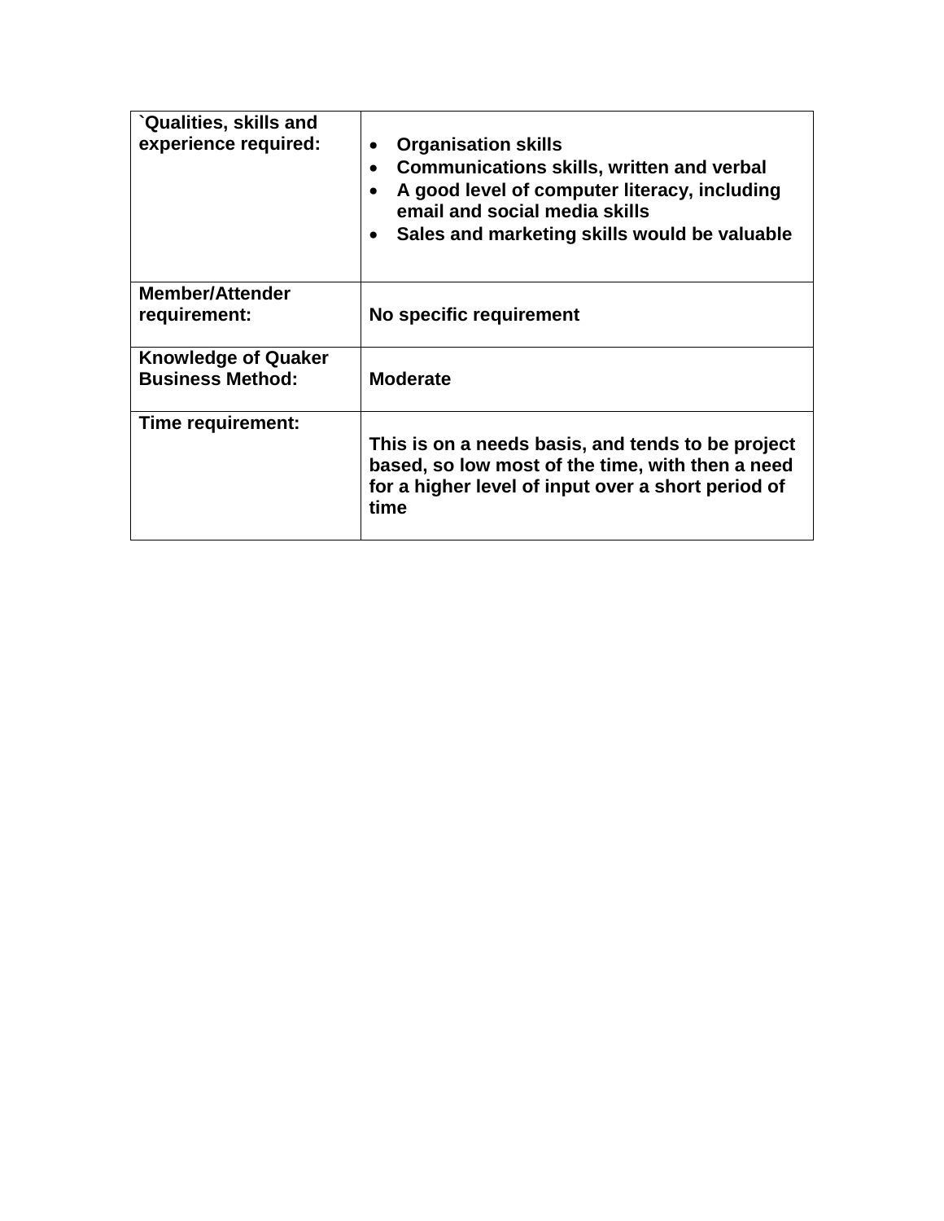| | |
|---|---|
| **`Qualities, skills and experience required:** | • **Organisation skills**<br>• **Communications skills, written and verbal**<br>• **A good level of computer literacy, including email and social media skills**<br>• **Sales and marketing skills would be valuable** |
| **Member/Attender requirement:** | **No specific requirement** |
| **Knowledge of Quaker Business Method:** | **Moderate** |
| **Time requirement:** | **This is on a needs basis, and tends to be project based, so low most of the time, with then a need for a higher level of input over a short period of time** |